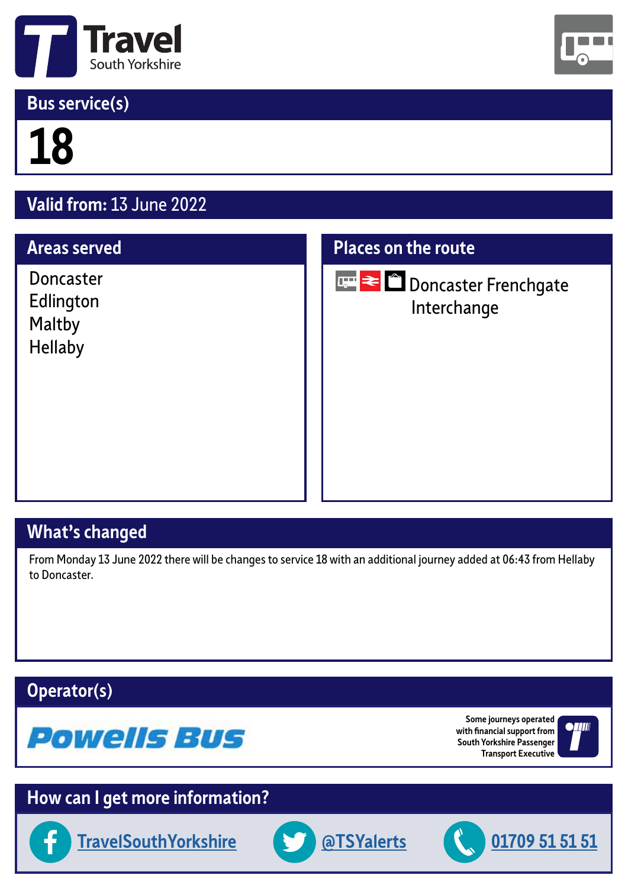# Travel South Yorkshire

## Bus service(s)

# 18

## Valid from: 13 June 2022

## Areas served

Doncaster
Edlington
Maltby
Hellaby

## Places on the route

Doncaster Frenchgate Interchange

## What's changed

From Monday 13 June 2022 there will be changes to service 18 with an additional journey added at 06:43 from Hellaby to Doncaster.

## Operator(s)

Powells Bus

Some journeys operated with financial support from South Yorkshire Passenger Transport Executive

## How can I get more information?

TravelSouthYorkshire

@TSYalerts

01709 51 51 51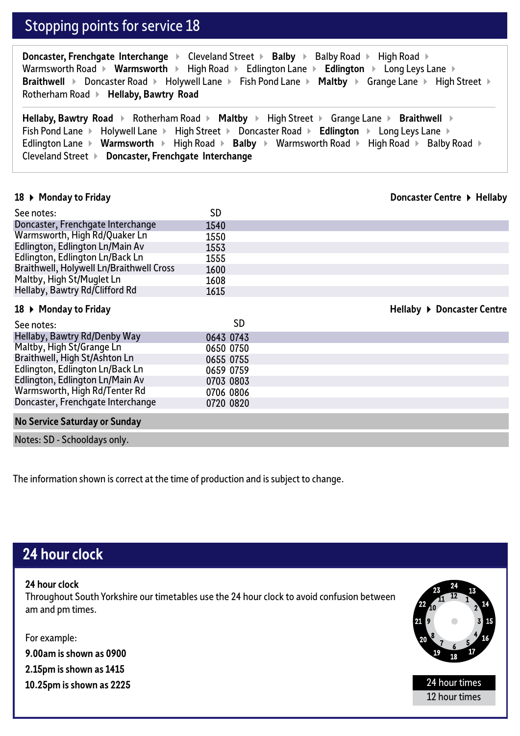## Stopping points for service 18

**Doncaster, Frenchgate Interchange** ▸ Cleveland Street ▸ **Balby** ▸ Balby Road ▸ High Road ▸ Warmsworth Road ▸ **Warmsworth** ▸ High Road ▸ Edlington Lane ▸ **Edlington** ▸ Long Leys Lane ▸ **Braithwell** ▸ Doncaster Road ▸ Holywell Lane ▸ Fish Pond Lane ▸ **Maltby** ▸ Grange Lane ▸ High Street ▸ Rotherham Road ▸ **Hellaby, Bawtry Road**

**Hellaby, Bawtry Road** ▸ Rotherham Road ▸ **Maltby** ▸ High Street ▸ Grange Lane ▸ **Braithwell** ▸ Fish Pond Lane ▸ Holywell Lane ▸ High Street ▸ Doncaster Road ▸ **Edlington** ▸ Long Leys Lane ▸ Edlington Lane ▸ **Warmsworth** ▸ High Road ▸ **Balby** ▸ Warmsworth Road ▸ High Road ▸ Balby Road ▸ Cleveland Street ▸ **Doncaster, Frenchgate Interchange**

**18 ▸ Monday to Friday** — **Doncaster Centre ▸ Hellaby**

| See notes: | SD |
|---|---|
| Doncaster, Frenchgate Interchange | 1540 |
| Warmsworth, High Rd/Quaker Ln | 1550 |
| Edlington, Edlington Ln/Main Av | 1553 |
| Edlington, Edlington Ln/Back Ln | 1555 |
| Braithwell, Holywell Ln/Braithwell Cross | 1600 |
| Maltby, High St/Muglet Ln | 1608 |
| Hellaby, Bawtry Rd/Clifford Rd | 1615 |

**18 ▸ Monday to Friday** — **Hellaby ▸ Doncaster Centre**

| See notes: | | SD |
|---|---|---|
| Hellaby, Bawtry Rd/Denby Way | 0643 | 0743 |
| Maltby, High St/Grange Ln | 0650 | 0750 |
| Braithwell, High St/Ashton Ln | 0655 | 0755 |
| Edlington, Edlington Ln/Back Ln | 0659 | 0759 |
| Edlington, Edlington Ln/Main Av | 0703 | 0803 |
| Warmsworth, High Rd/Tenter Rd | 0706 | 0806 |
| Doncaster, Frenchgate Interchange | 0720 | 0820 |

**No Service Saturday or Sunday**

Notes: SD - Schooldays only.

The information shown is correct at the time of production and is subject to change.

## 24 hour clock

**24 hour clock**

Throughout South Yorkshire our timetables use the 24 hour clock to avoid confusion between am and pm times.

For example:

**9.00am is shown as 0900**

**2.15pm is shown as 1415**

**10.25pm is shown as 2225**

24 hour times

12 hour times